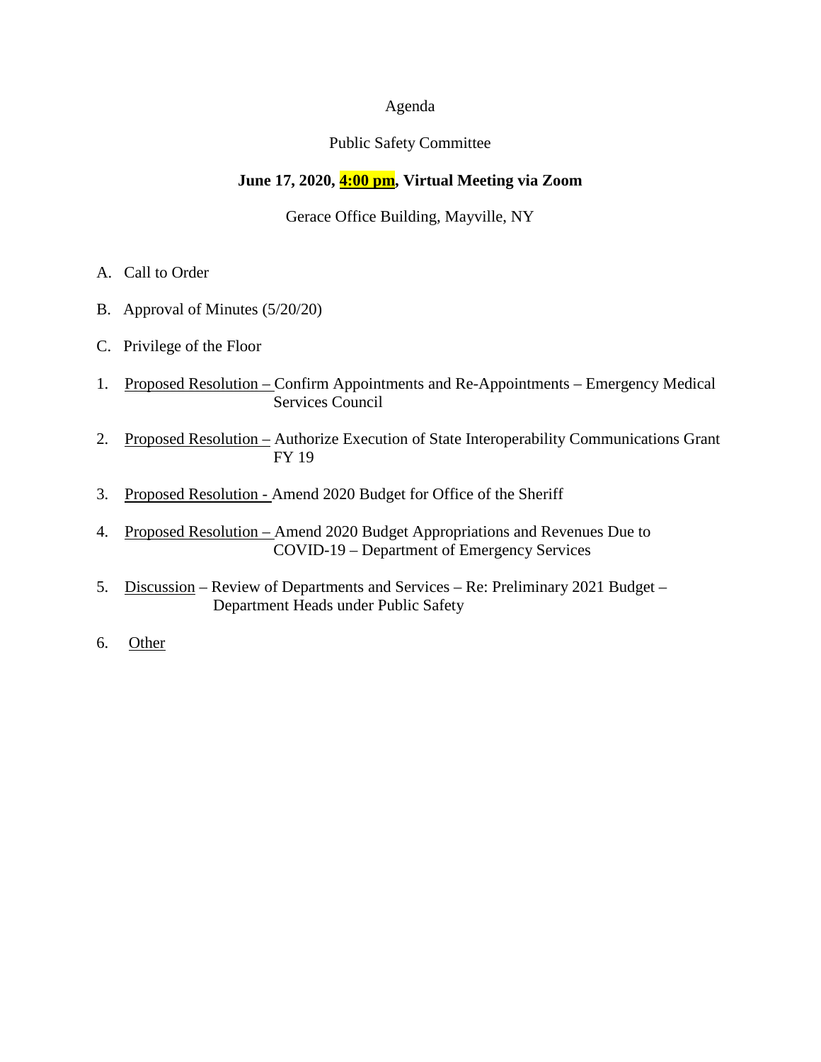Agenda

Public Safety Committee

**June 17, 2020, 4:00 pm, Virtual Meeting via Zoom**

Gerace Office Building, Mayville, NY

A. Call to Order

B. Approval of Minutes (5/20/20)

C. Privilege of the Floor

1. Proposed Resolution – Confirm Appointments and Re-Appointments – Emergency Medical Services Council

2. Proposed Resolution – Authorize Execution of State Interoperability Communications Grant FY 19

3. Proposed Resolution - Amend 2020 Budget for Office of the Sheriff

4. Proposed Resolution – Amend 2020 Budget Appropriations and Revenues Due to COVID-19 – Department of Emergency Services

5. Discussion – Review of Departments and Services – Re: Preliminary 2021 Budget – Department Heads under Public Safety

6. Other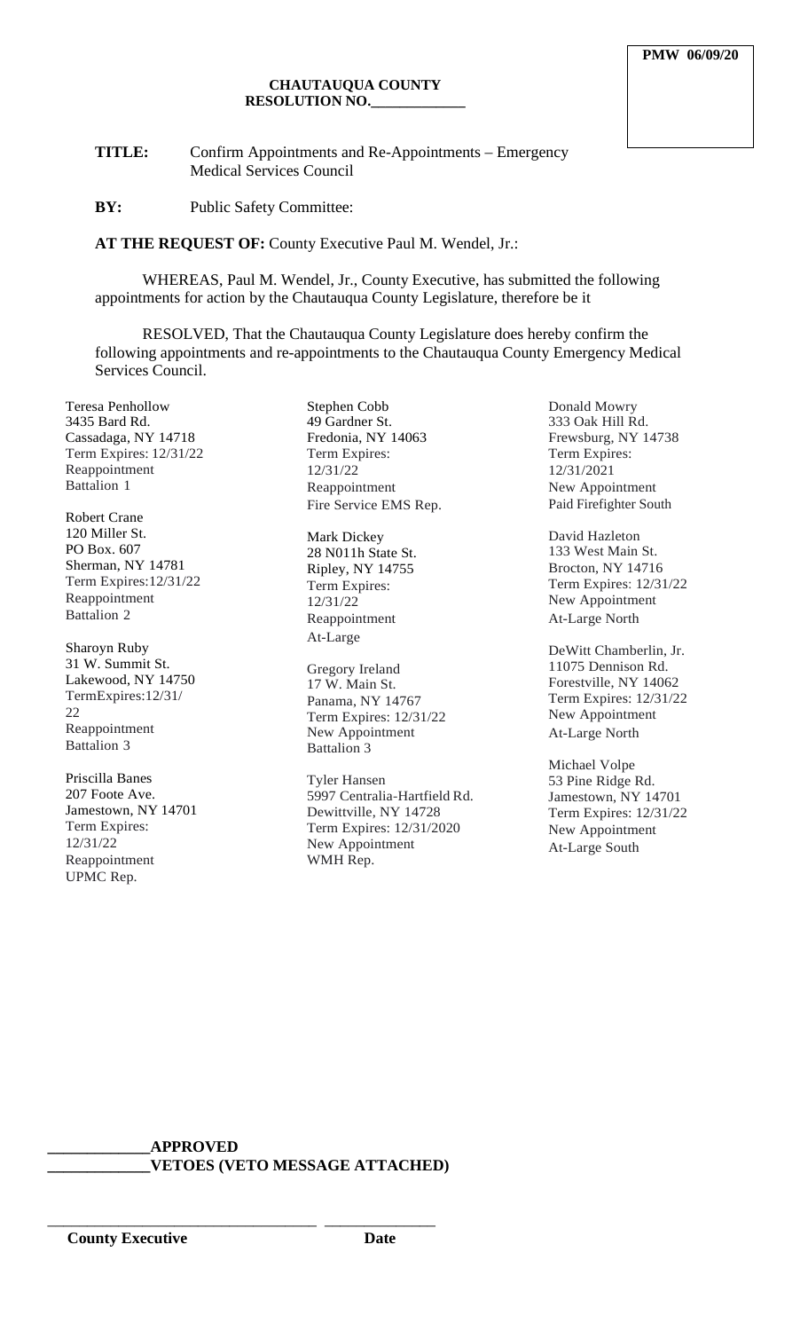**PMW 06/09/20**

**CHAUTAUQUA COUNTY**
**RESOLUTION NO.____________**

**TITLE:** Confirm Appointments and Re-Appointments – Emergency Medical Services Council

**BY:** Public Safety Committee:

**AT THE REQUEST OF:** County Executive Paul M. Wendel, Jr.:

WHEREAS, Paul M. Wendel, Jr., County Executive, has submitted the following appointments for action by the Chautauqua County Legislature, therefore be it

RESOLVED, That the Chautauqua County Legislature does hereby confirm the following appointments and re-appointments to the Chautauqua County Emergency Medical Services Council.

Teresa Penhollow
3435 Bard Rd.
Cassadaga, NY 14718
Term Expires: 12/31/22
Reappointment
Battalion 1

Robert Crane
120 Miller St.
PO Box. 607
Sherman, NY 14781
Term Expires:12/31/22
Reappointment
Battalion 2

Sharoyn Ruby
31 W. Summit St.
Lakewood, NY 14750
TermExpires:12/31/22
Reappointment
Battalion 3

Priscilla Banes
207 Foote Ave.
Jamestown, NY 14701
Term Expires: 12/31/22
Reappointment
UPMC Rep.

Stephen Cobb
49 Gardner St.
Fredonia, NY 14063
Term Expires: 12/31/22
Reappointment
Fire Service EMS Rep.

Mark Dickey
28 N011h State St.
Ripley, NY 14755
Term Expires: 12/31/22
Reappointment
At-Large

Gregory Ireland
17 W. Main St.
Panama, NY 14767
Term Expires: 12/31/22
New Appointment
Battalion 3

Tyler Hansen
5997 Centralia-Hartfield Rd.
Dewittville, NY 14728
Term Expires: 12/31/2020
New Appointment
WMH Rep.

Donald Mowry
333 Oak Hill Rd.
Frewsburg, NY 14738
Term Expires: 12/31/2021
New Appointment
Paid Firefighter South

David Hazleton
133 West Main St.
Brocton, NY 14716
Term Expires: 12/31/22
New Appointment
At-Large North

DeWitt Chamberlin, Jr.
11075 Dennison Rd.
Forestville, NY 14062
Term Expires: 12/31/22
New Appointment
At-Large North

Michael Volpe
53 Pine Ridge Rd.
Jamestown, NY 14701
Term Expires: 12/31/22
New Appointment
At-Large South

\_\_\_\_\_\_\_\_\_\_\_\_**APPROVED**
\_\_\_\_\_\_\_\_\_\_\_\_**VETOES (VETO MESSAGE ATTACHED)**

\_\_\_\_\_\_\_\_\_\_\_\_\_\_\_\_\_\_\_\_\_\_\_\_\_\_\_\_\_\_ \_\_\_\_\_\_\_\_\_\_\_\_\_\_
**County Executive** **Date**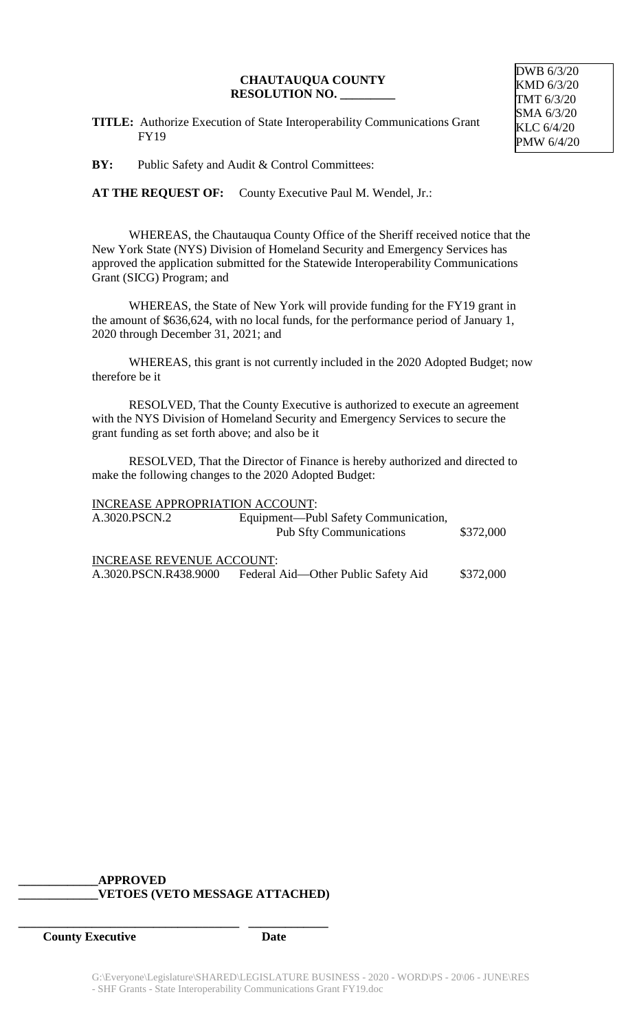DWB 6/3/20
KMD 6/3/20
TMT 6/3/20
SMA 6/3/20
KLC 6/4/20
PMW 6/4/20

**CHAUTAUQUA COUNTY**
**RESOLUTION NO. _________**

**TITLE:** Authorize Execution of State Interoperability Communications Grant FY19

**BY:** Public Safety and Audit & Control Committees:

**AT THE REQUEST OF:** County Executive Paul M. Wendel, Jr.:

WHEREAS, the Chautauqua County Office of the Sheriff received notice that the New York State (NYS) Division of Homeland Security and Emergency Services has approved the application submitted for the Statewide Interoperability Communications Grant (SICG) Program; and

WHEREAS, the State of New York will provide funding for the FY19 grant in the amount of $636,624, with no local funds, for the performance period of January 1, 2020 through December 31, 2021; and

WHEREAS, this grant is not currently included in the 2020 Adopted Budget; now therefore be it

RESOLVED, That the County Executive is authorized to execute an agreement with the NYS Division of Homeland Security and Emergency Services to secure the grant funding as set forth above; and also be it

RESOLVED, That the Director of Finance is hereby authorized and directed to make the following changes to the 2020 Adopted Budget:

INCREASE APPROPRIATION ACCOUNT:

| | | |
|---|---|---|
| A.3020.PSCN.2 | Equipment—Publ Safety Communication, Pub Sfty Communications | $372,000 |

INCREASE REVENUE ACCOUNT:

| | | |
|---|---|---|
| A.3020.PSCN.R438.9000 | Federal Aid—Other Public Safety Aid | $372,000 |

_____________**APPROVED**
_____________**VETOES (VETO MESSAGE ATTACHED)**

_____________________________________ _____________
**County Executive** **Date**

G:\Everyone\Legislature\SHARED\LEGISLATURE BUSINESS - 2020 - WORD\PS - 20\06 - JUNE\RES - SHF Grants - State Interoperability Communications Grant FY19.doc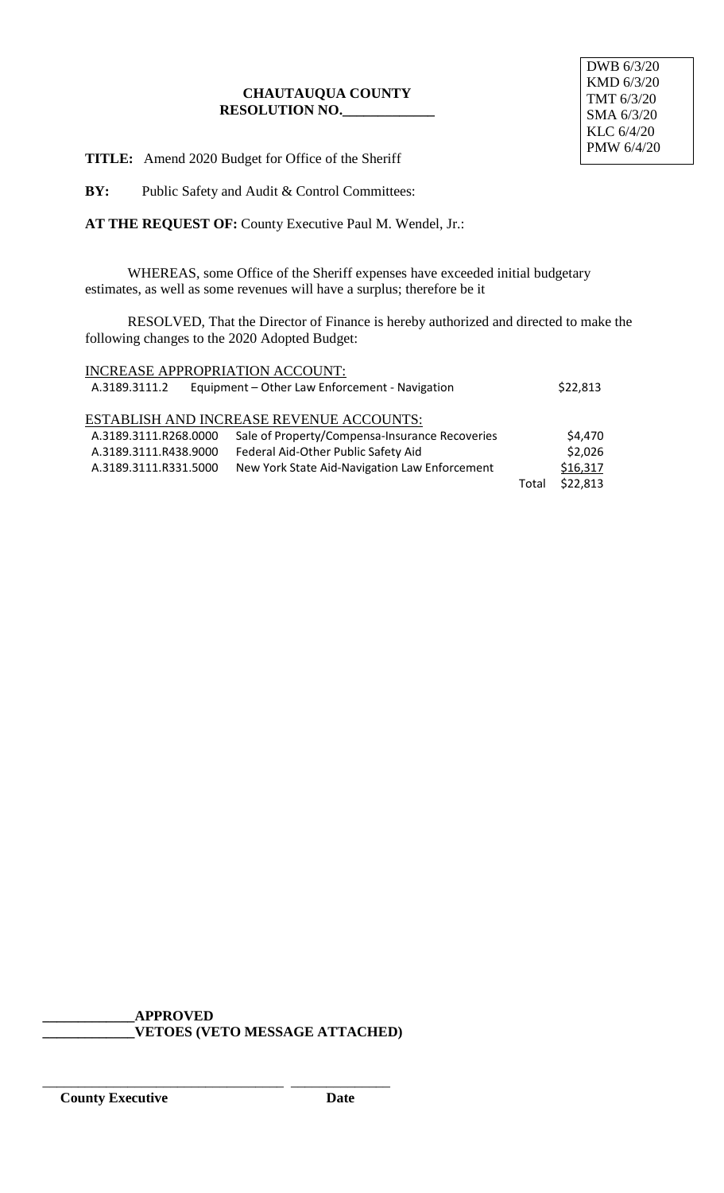DWB 6/3/20
KMD 6/3/20
TMT 6/3/20
SMA 6/3/20
KLC 6/4/20
PMW 6/4/20

**CHAUTAUQUA COUNTY**
**RESOLUTION NO.\_\_\_\_\_\_\_\_\_\_\_\_\_**

**TITLE:** Amend 2020 Budget for Office of the Sheriff

**BY:** Public Safety and Audit & Control Committees:

**AT THE REQUEST OF:** County Executive Paul M. Wendel, Jr.:

WHEREAS, some Office of the Sheriff expenses have exceeded initial budgetary estimates, as well as some revenues will have a surplus; therefore be it

RESOLVED, That the Director of Finance is hereby authorized and directed to make the following changes to the 2020 Adopted Budget:

INCREASE APPROPRIATION ACCOUNT:

| Account | Description | | Amount |
|---|---|---|---|
| A.3189.3111.2 | Equipment – Other Law Enforcement - Navigation | | $22,813 |

ESTABLISH AND INCREASE REVENUE ACCOUNTS:

| Account | Description | | Amount |
|---|---|---|---|
| A.3189.3111.R268.0000 | Sale of Property/Compensa-Insurance Recoveries | | $4,470 |
| A.3189.3111.R438.9000 | Federal Aid-Other Public Safety Aid | | $2,026 |
| A.3189.3111.R331.5000 | New York State Aid-Navigation Law Enforcement | | $16,317 |
| | | Total | $22,813 |

**\_\_\_\_\_\_\_\_\_\_\_\_\_APPROVED**
**\_\_\_\_\_\_\_\_\_\_\_\_\_VETOES (VETO MESSAGE ATTACHED)**

\_\_\_\_\_\_\_\_\_\_\_\_\_\_\_\_\_\_\_\_\_\_\_\_\_\_\_\_\_\_\_\_\_\_ \_\_\_\_\_\_\_\_\_\_\_\_\_\_

**County Executive** **Date**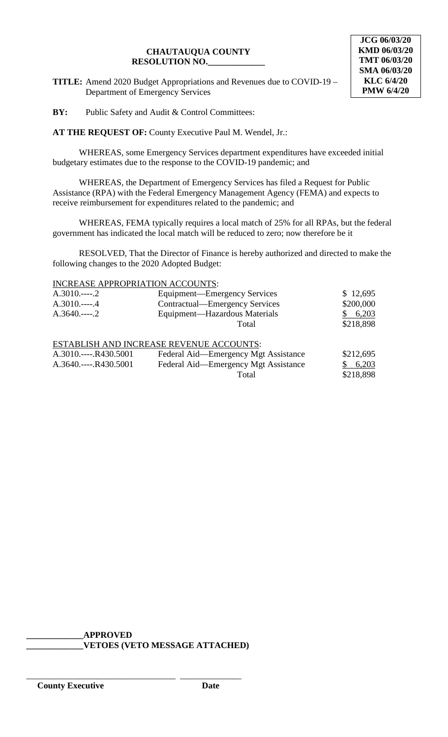**JCG 06/03/20**
**KMD 06/03/20**
**TMT 06/03/20**
**SMA 06/03/20**
**KLC 6/4/20**
**PMW 6/4/20**

**CHAUTAUQUA COUNTY**
**RESOLUTION NO.\_\_\_\_\_\_\_\_\_\_\_\_\_**

**TITLE:** Amend 2020 Budget Appropriations and Revenues due to COVID-19 – Department of Emergency Services

**BY:** Public Safety and Audit & Control Committees:

**AT THE REQUEST OF:** County Executive Paul M. Wendel, Jr.:

WHEREAS, some Emergency Services department expenditures have exceeded initial budgetary estimates due to the response to the COVID-19 pandemic; and

WHEREAS, the Department of Emergency Services has filed a Request for Public Assistance (RPA) with the Federal Emergency Management Agency (FEMA) and expects to receive reimbursement for expenditures related to the pandemic; and

WHEREAS, FEMA typically requires a local match of 25% for all RPAs, but the federal government has indicated the local match will be reduced to zero; now therefore be it

RESOLVED, That the Director of Finance is hereby authorized and directed to make the following changes to the 2020 Adopted Budget:

INCREASE APPROPRIATION ACCOUNTS:

| | | |
|---|---|---|
| A.3010.----.2 | Equipment—Emergency Services | $ 12,695 |
| A.3010.----.4 | Contractual—Emergency Services | $200,000 |
| A.3640.----.2 | Equipment—Hazardous Materials | $ 6,203 |
| | Total | $218,898 |

ESTABLISH AND INCREASE REVENUE ACCOUNTS:

| | | |
|---|---|---|
| A.3010.----.R430.5001 | Federal Aid—Emergency Mgt Assistance | $212,695 |
| A.3640.----.R430.5001 | Federal Aid—Emergency Mgt Assistance | $ 6,203 |
| | Total | $218,898 |

\_\_\_\_\_\_\_\_\_\_\_\_\_**APPROVED**
\_\_\_\_\_\_\_\_\_\_\_\_\_**VETOES (VETO MESSAGE ATTACHED)**

\_\_\_\_\_\_\_\_\_\_\_\_\_\_\_\_\_\_\_\_\_\_\_\_\_\_\_\_\_\_\_\_\_\_ \_\_\_\_\_\_\_\_\_\_\_\_\_\_
**County Executive** **Date**